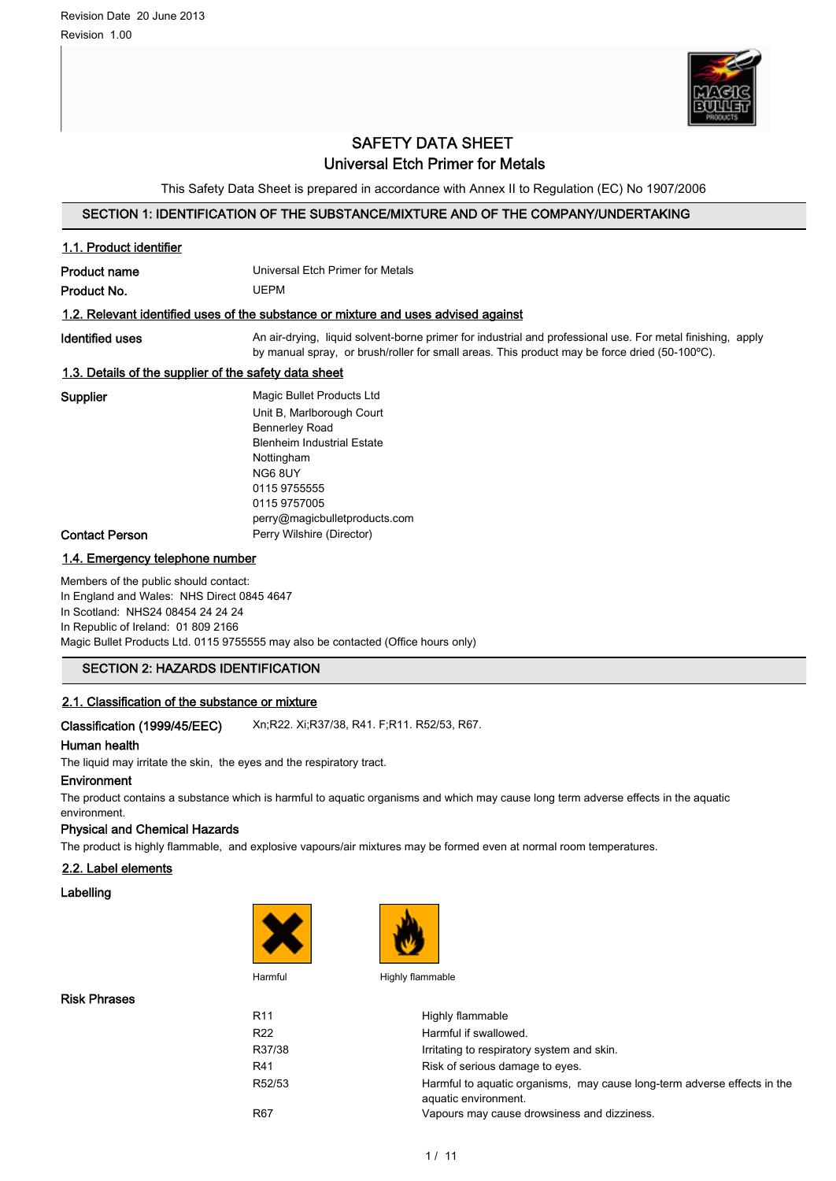Revision Date 20 June 2013

Revision 1.00

# SAFETY DATA SHEET

## Universal Etch Primer for Metals

This Safety Data Sheet is prepared in accordance with Annex II to Regulation (EC) No 1907/2006

## SECTION 1: IDENTIFICATION OF THE SUBSTANCE/MIXTURE AND OF THE COMPANY/UNDERTAKING

### 1.1. Product identifier

**Product name** Universal Etch Primer for Metals

**Product No.** UEPM

### 1.2. Relevant identified uses of the substance or mixture and uses advised against

**Identified uses** An air-drying, liquid solvent-borne primer for industrial and professional use. For metal finishing, apply by manual spray, or brush/roller for small areas. This product may be force dried (50-100ºC).

### 1.3. Details of the supplier of the safety data sheet

**Supplier**

Magic Bullet Products Ltd
Unit B, Marlborough Court
Bennerley Road
Blenheim Industrial Estate
Nottingham
NG6 8UY
0115 9755555
0115 9757005
perry@magicbulletproducts.com

**Contact Person** Perry Wilshire (Director)

### 1.4. Emergency telephone number

Members of the public should contact:
In England and Wales: NHS Direct 0845 4647
In Scotland: NHS24 08454 24 24 24
In Republic of Ireland: 01 809 2166
Magic Bullet Products Ltd. 0115 9755555 may also be contacted (Office hours only)

## SECTION 2: HAZARDS IDENTIFICATION

### 2.1. Classification of the substance or mixture

**Classification (1999/45/EEC)** Xn;R22. Xi;R37/38, R41. F;R11. R52/53, R67.

**Human health**

The liquid may irritate the skin, the eyes and the respiratory tract.

**Environment**

The product contains a substance which is harmful to aquatic organisms and which may cause long term adverse effects in the aquatic environment.

**Physical and Chemical Hazards**

The product is highly flammable, and explosive vapours/air mixtures may be formed even at normal room temperatures.

### 2.2. Label elements

**Labelling**

Harmful

Highly flammable

**Risk Phrases**

| | |
|---|---|
| R11 | Highly flammable |
| R22 | Harmful if swallowed. |
| R37/38 | Irritating to respiratory system and skin. |
| R41 | Risk of serious damage to eyes. |
| R52/53 | Harmful to aquatic organisms, may cause long-term adverse effects in the aquatic environment. |
| R67 | Vapours may cause drowsiness and dizziness. |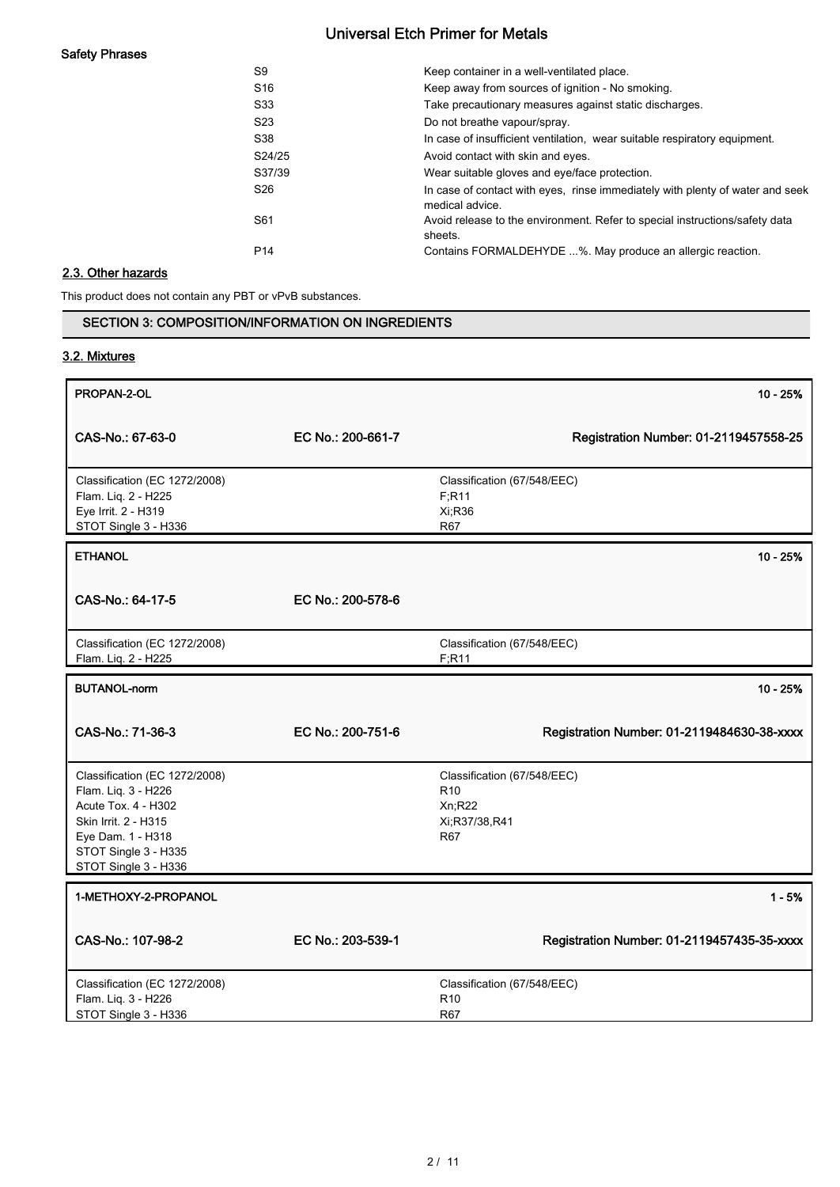**Safety Phrases**

| | |
|---|---|
| S9 | Keep container in a well-ventilated place. |
| S16 | Keep away from sources of ignition - No smoking. |
| S33 | Take precautionary measures against static discharges. |
| S23 | Do not breathe vapour/spray. |
| S38 | In case of insufficient ventilation, wear suitable respiratory equipment. |
| S24/25 | Avoid contact with skin and eyes. |
| S37/39 | Wear suitable gloves and eye/face protection. |
| S26 | In case of contact with eyes, rinse immediately with plenty of water and seek medical advice. |
| S61 | Avoid release to the environment. Refer to special instructions/safety data sheets. |
| P14 | Contains FORMALDEHYDE ...%. May produce an allergic reaction. |

## 2.3. Other hazards

This product does not contain any PBT or vPvB substances.

## SECTION 3: COMPOSITION/INFORMATION ON INGREDIENTS

### 3.2. Mixtures

**PROPAN-2-OL** — 10 - 25%

| CAS-No.: 67-63-0 | EC No.: 200-661-7 | Registration Number: 01-2119457558-25 |
|---|---|---|

| Classification (EC 1272/2008) | Classification (67/548/EEC) |
|---|---|
| Flam. Liq. 2 - H225<br>Eye Irrit. 2 - H319<br>STOT Single 3 - H336 | F;R11<br>Xi;R36<br>R67 |

**ETHANOL** — 10 - 25%

| CAS-No.: 64-17-5 | EC No.: 200-578-6 |
|---|---|

| Classification (EC 1272/2008) | Classification (67/548/EEC) |
|---|---|
| Flam. Liq. 2 - H225 | F;R11 |

**BUTANOL-norm** — 10 - 25%

| CAS-No.: 71-36-3 | EC No.: 200-751-6 | Registration Number: 01-2119484630-38-xxxx |
|---|---|---|

| Classification (EC 1272/2008) | Classification (67/548/EEC) |
|---|---|
| Flam. Liq. 3 - H226<br>Acute Tox. 4 - H302<br>Skin Irrit. 2 - H315<br>Eye Dam. 1 - H318<br>STOT Single 3 - H335<br>STOT Single 3 - H336 | R10<br>Xn;R22<br>Xi;R37/38,R41<br>R67 |

**1-METHOXY-2-PROPANOL** — 1 - 5%

| CAS-No.: 107-98-2 | EC No.: 203-539-1 | Registration Number: 01-2119457435-35-xxxx |
|---|---|---|

| Classification (EC 1272/2008) | Classification (67/548/EEC) |
|---|---|
| Flam. Liq. 3 - H226<br>STOT Single 3 - H336 | R10<br>R67 |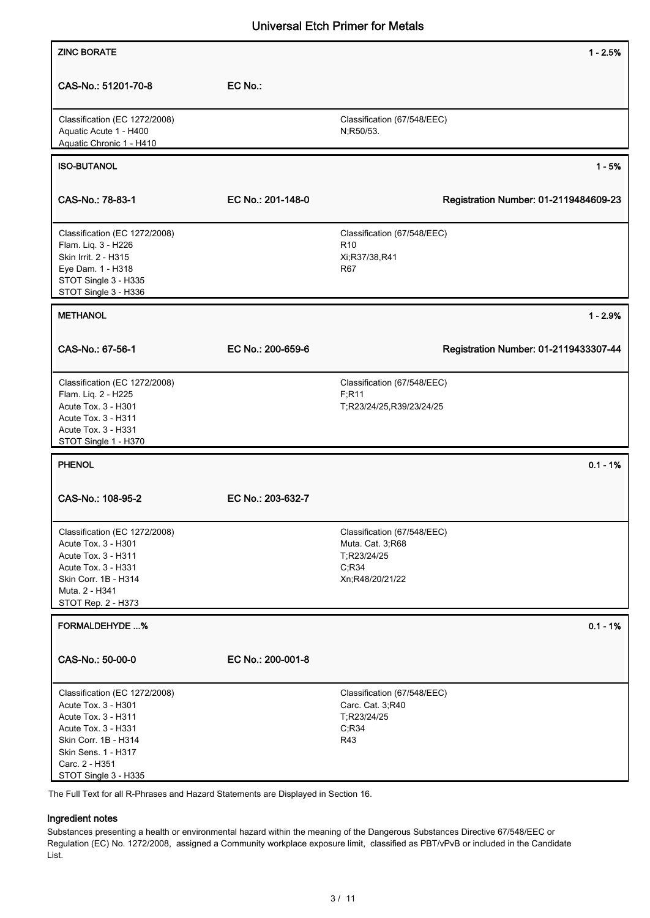| **ZINC BORATE** | | **1 - 2.5%** |
|---|---|---|
| **CAS-No.: 51201-70-8** | **EC No.:** | |
| Classification (EC 1272/2008)<br>Aquatic Acute 1 - H400<br>Aquatic Chronic 1 - H410 | | Classification (67/548/EEC)<br>N;R50/53. |

| **ISO-BUTANOL** | | **1 - 5%** |
|---|---|---|
| **CAS-No.: 78-83-1** | **EC No.: 201-148-0** | **Registration Number: 01-2119484609-23** |
| Classification (EC 1272/2008)<br>Flam. Liq. 3 - H226<br>Skin Irrit. 2 - H315<br>Eye Dam. 1 - H318<br>STOT Single 3 - H335<br>STOT Single 3 - H336 | | Classification (67/548/EEC)<br>R10<br>Xi;R37/38,R41<br>R67 |

| **METHANOL** | | **1 - 2.9%** |
|---|---|---|
| **CAS-No.: 67-56-1** | **EC No.: 200-659-6** | **Registration Number: 01-2119433307-44** |
| Classification (EC 1272/2008)<br>Flam. Liq. 2 - H225<br>Acute Tox. 3 - H301<br>Acute Tox. 3 - H311<br>Acute Tox. 3 - H331<br>STOT Single 1 - H370 | | Classification (67/548/EEC)<br>F;R11<br>T;R23/24/25,R39/23/24/25 |

| **PHENOL** | | **0.1 - 1%** |
|---|---|---|
| **CAS-No.: 108-95-2** | **EC No.: 203-632-7** | |
| Classification (EC 1272/2008)<br>Acute Tox. 3 - H301<br>Acute Tox. 3 - H311<br>Acute Tox. 3 - H331<br>Skin Corr. 1B - H314<br>Muta. 2 - H341<br>STOT Rep. 2 - H373 | | Classification (67/548/EEC)<br>Muta. Cat. 3;R68<br>T;R23/24/25<br>C;R34<br>Xn;R48/20/21/22 |

| **FORMALDEHYDE ...%** | | **0.1 - 1%** |
|---|---|---|
| **CAS-No.: 50-00-0** | **EC No.: 200-001-8** | |
| Classification (EC 1272/2008)<br>Acute Tox. 3 - H301<br>Acute Tox. 3 - H311<br>Acute Tox. 3 - H331<br>Skin Corr. 1B - H314<br>Skin Sens. 1 - H317<br>Carc. 2 - H351<br>STOT Single 3 - H335 | | Classification (67/548/EEC)<br>Carc. Cat. 3;R40<br>T;R23/24/25<br>C;R34<br>R43 |

The Full Text for all R-Phrases and Hazard Statements are Displayed in Section 16.

### Ingredient notes

Substances presenting a health or environmental hazard within the meaning of the Dangerous Substances Directive 67/548/EEC or Regulation (EC) No. 1272/2008, assigned a Community workplace exposure limit, classified as PBT/vPvB or included in the Candidate List.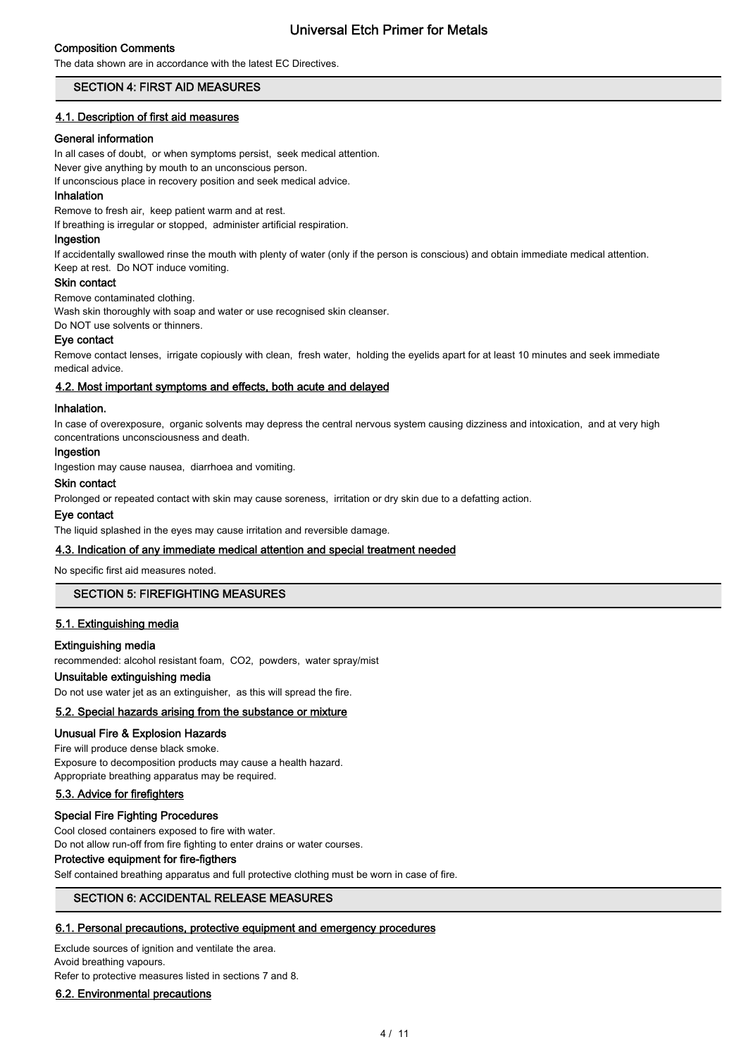### Composition Comments

The data shown are in accordance with the latest EC Directives.

## SECTION 4: FIRST AID MEASURES

### 4.1. Description of first aid measures

**General information**

In all cases of doubt, or when symptoms persist, seek medical attention.
Never give anything by mouth to an unconscious person.
If unconscious place in recovery position and seek medical advice.

**Inhalation**

Remove to fresh air, keep patient warm and at rest.
If breathing is irregular or stopped, administer artificial respiration.

**Ingestion**

If accidentally swallowed rinse the mouth with plenty of water (only if the person is conscious) and obtain immediate medical attention.
Keep at rest. Do NOT induce vomiting.

**Skin contact**

Remove contaminated clothing.
Wash skin thoroughly with soap and water or use recognised skin cleanser.
Do NOT use solvents or thinners.

**Eye contact**

Remove contact lenses, irrigate copiously with clean, fresh water, holding the eyelids apart for at least 10 minutes and seek immediate medical advice.

### 4.2. Most important symptoms and effects, both acute and delayed

**Inhalation.**

In case of overexposure, organic solvents may depress the central nervous system causing dizziness and intoxication, and at very high concentrations unconsciousness and death.

**Ingestion**

Ingestion may cause nausea, diarrhoea and vomiting.

**Skin contact**

Prolonged or repeated contact with skin may cause soreness, irritation or dry skin due to a defatting action.

**Eye contact**

The liquid splashed in the eyes may cause irritation and reversible damage.

### 4.3. Indication of any immediate medical attention and special treatment needed

No specific first aid measures noted.

## SECTION 5: FIREFIGHTING MEASURES

### 5.1. Extinguishing media

**Extinguishing media**

recommended: alcohol resistant foam, CO2, powders, water spray/mist

**Unsuitable extinguishing media**

Do not use water jet as an extinguisher, as this will spread the fire.

### 5.2. Special hazards arising from the substance or mixture

**Unusual Fire & Explosion Hazards**

Fire will produce dense black smoke.
Exposure to decomposition products may cause a health hazard.
Appropriate breathing apparatus may be required.

### 5.3. Advice for firefighters

**Special Fire Fighting Procedures**

Cool closed containers exposed to fire with water.
Do not allow run-off from fire fighting to enter drains or water courses.

**Protective equipment for fire-figthers**

Self contained breathing apparatus and full protective clothing must be worn in case of fire.

## SECTION 6: ACCIDENTAL RELEASE MEASURES

### 6.1. Personal precautions, protective equipment and emergency procedures

Exclude sources of ignition and ventilate the area.
Avoid breathing vapours.
Refer to protective measures listed in sections 7 and 8.

### 6.2. Environmental precautions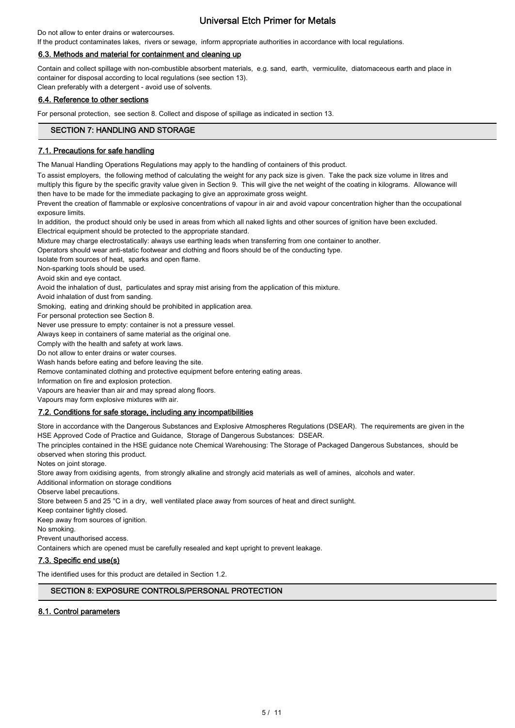Do not allow to enter drains or watercourses.

If the product contaminates lakes, rivers or sewage, inform appropriate authorities in accordance with local regulations.

### 6.3. Methods and material for containment and cleaning up

Contain and collect spillage with non-combustible absorbent materials, e.g. sand, earth, vermiculite, diatomaceous earth and place in container for disposal according to local regulations (see section 13).

Clean preferably with a detergent - avoid use of solvents.

### 6.4. Reference to other sections

For personal protection, see section 8. Collect and dispose of spillage as indicated in section 13.

## SECTION 7: HANDLING AND STORAGE

### 7.1. Precautions for safe handling

The Manual Handling Operations Regulations may apply to the handling of containers of this product.

To assist employers, the following method of calculating the weight for any pack size is given. Take the pack size volume in litres and multiply this figure by the specific gravity value given in Section 9. This will give the net weight of the coating in kilograms. Allowance will then have to be made for the immediate packaging to give an approximate gross weight.

Prevent the creation of flammable or explosive concentrations of vapour in air and avoid vapour concentration higher than the occupational exposure limits.

In addition, the product should only be used in areas from which all naked lights and other sources of ignition have been excluded.

Electrical equipment should be protected to the appropriate standard.

Mixture may charge electrostatically: always use earthing leads when transferring from one container to another.

Operators should wear anti-static footwear and clothing and floors should be of the conducting type.

Isolate from sources of heat, sparks and open flame.

Non-sparking tools should be used.

Avoid skin and eye contact.

Avoid the inhalation of dust, particulates and spray mist arising from the application of this mixture.

Avoid inhalation of dust from sanding.

Smoking, eating and drinking should be prohibited in application area.

For personal protection see Section 8.

Never use pressure to empty: container is not a pressure vessel.

Always keep in containers of same material as the original one.

Comply with the health and safety at work laws.

Do not allow to enter drains or water courses.

Wash hands before eating and before leaving the site.

Remove contaminated clothing and protective equipment before entering eating areas.

Information on fire and explosion protection.

Vapours are heavier than air and may spread along floors.

Vapours may form explosive mixtures with air.

### 7.2. Conditions for safe storage, including any incompatibilities

Store in accordance with the Dangerous Substances and Explosive Atmospheres Regulations (DSEAR). The requirements are given in the HSE Approved Code of Practice and Guidance, Storage of Dangerous Substances: DSEAR.

The principles contained in the HSE guidance note Chemical Warehousing: The Storage of Packaged Dangerous Substances, should be observed when storing this product.

Notes on joint storage.

Store away from oxidising agents, from strongly alkaline and strongly acid materials as well of amines, alcohols and water.

Additional information on storage conditions

Observe label precautions.

Store between 5 and 25 °C in a dry, well ventilated place away from sources of heat and direct sunlight.

Keep container tightly closed.

Keep away from sources of ignition.

No smoking.

Prevent unauthorised access.

Containers which are opened must be carefully resealed and kept upright to prevent leakage.

### 7.3. Specific end use(s)

The identified uses for this product are detailed in Section 1.2.

## SECTION 8: EXPOSURE CONTROLS/PERSONAL PROTECTION

### 8.1. Control parameters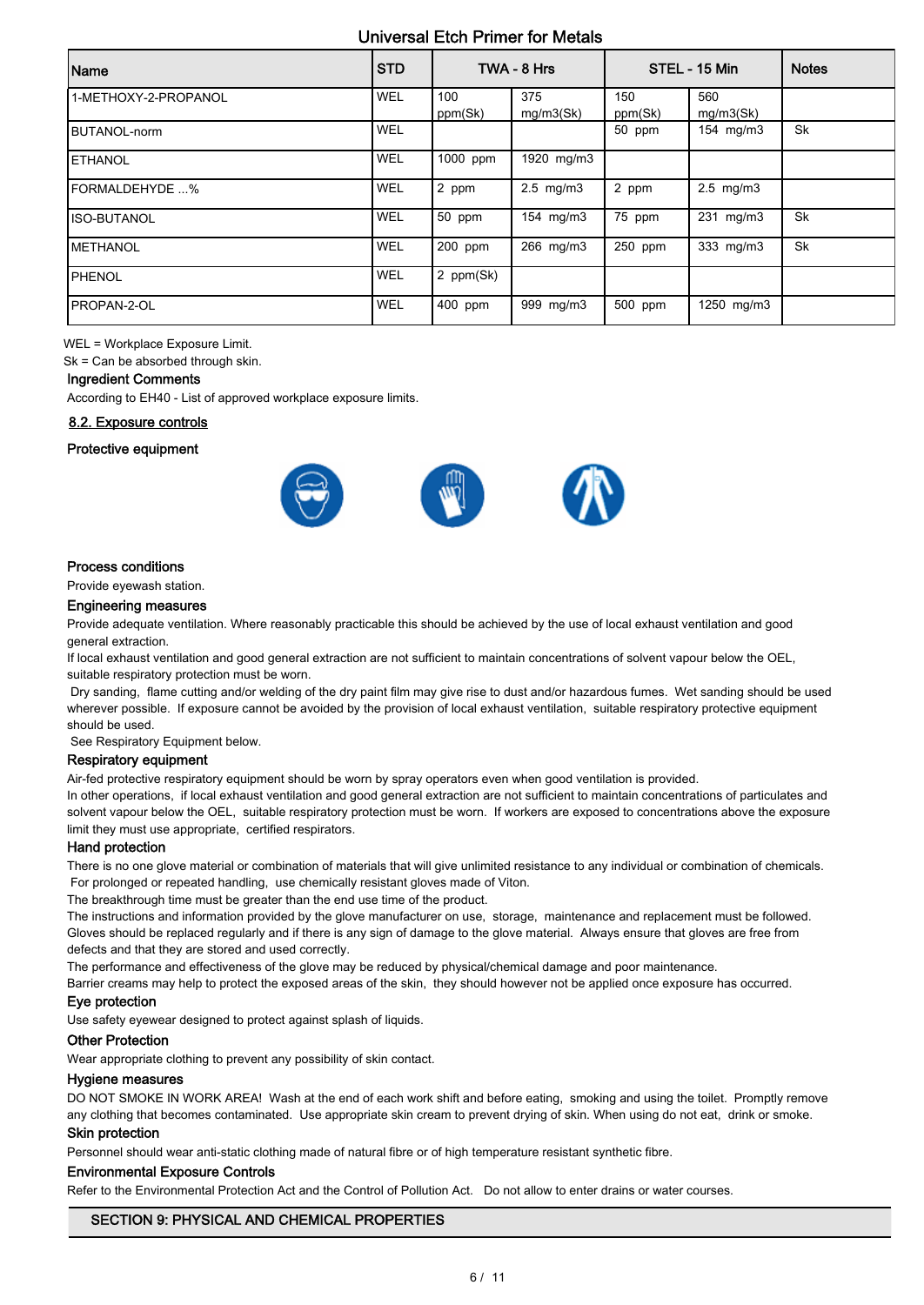Universal Etch Primer for Metals

| Name | STD | TWA - 8 Hrs | | STEL - 15 Min | | Notes |
|---|---|---|---|---|---|---|
| 1-METHOXY-2-PROPANOL | WEL | 100 ppm(Sk) | 375 mg/m3(Sk) | 150 ppm(Sk) | 560 mg/m3(Sk) | |
| BUTANOL-norm | WEL | | | 50 ppm | 154 mg/m3 | Sk |
| ETHANOL | WEL | 1000 ppm | 1920 mg/m3 | | | |
| FORMALDEHYDE ...% | WEL | 2 ppm | 2.5 mg/m3 | 2 ppm | 2.5 mg/m3 | |
| ISO-BUTANOL | WEL | 50 ppm | 154 mg/m3 | 75 ppm | 231 mg/m3 | Sk |
| METHANOL | WEL | 200 ppm | 266 mg/m3 | 250 ppm | 333 mg/m3 | Sk |
| PHENOL | WEL | 2 ppm(Sk) | | | | |
| PROPAN-2-OL | WEL | 400 ppm | 999 mg/m3 | 500 ppm | 1250 mg/m3 | |

WEL = Workplace Exposure Limit.
Sk = Can be absorbed through skin.

### Ingredient Comments

According to EH40 - List of approved workplace exposure limits.

## 8.2. Exposure controls

### Protective equipment

### Process conditions

Provide eyewash station.

### Engineering measures

Provide adequate ventilation. Where reasonably practicable this should be achieved by the use of local exhaust ventilation and good general extraction.

If local exhaust ventilation and good general extraction are not sufficient to maintain concentrations of solvent vapour below the OEL, suitable respiratory protection must be worn.

Dry sanding, flame cutting and/or welding of the dry paint film may give rise to dust and/or hazardous fumes. Wet sanding should be used wherever possible. If exposure cannot be avoided by the provision of local exhaust ventilation, suitable respiratory protective equipment should be used.

See Respiratory Equipment below.

### Respiratory equipment

Air-fed protective respiratory equipment should be worn by spray operators even when good ventilation is provided.

In other operations, if local exhaust ventilation and good general extraction are not sufficient to maintain concentrations of particulates and solvent vapour below the OEL, suitable respiratory protection must be worn. If workers are exposed to concentrations above the exposure limit they must use appropriate, certified respirators.

### Hand protection

There is no one glove material or combination of materials that will give unlimited resistance to any individual or combination of chemicals.

For prolonged or repeated handling, use chemically resistant gloves made of Viton.

The breakthrough time must be greater than the end use time of the product.

The instructions and information provided by the glove manufacturer on use, storage, maintenance and replacement must be followed.

Gloves should be replaced regularly and if there is any sign of damage to the glove material. Always ensure that gloves are free from defects and that they are stored and used correctly.

The performance and effectiveness of the glove may be reduced by physical/chemical damage and poor maintenance.

Barrier creams may help to protect the exposed areas of the skin, they should however not be applied once exposure has occurred.

### Eye protection

Use safety eyewear designed to protect against splash of liquids.

### Other Protection

Wear appropriate clothing to prevent any possibility of skin contact.

### Hygiene measures

DO NOT SMOKE IN WORK AREA! Wash at the end of each work shift and before eating, smoking and using the toilet. Promptly remove any clothing that becomes contaminated. Use appropriate skin cream to prevent drying of skin. When using do not eat, drink or smoke.

### Skin protection

Personnel should wear anti-static clothing made of natural fibre or of high temperature resistant synthetic fibre.

### Environmental Exposure Controls

Refer to the Environmental Protection Act and the Control of Pollution Act. Do not allow to enter drains or water courses.

## SECTION 9: PHYSICAL AND CHEMICAL PROPERTIES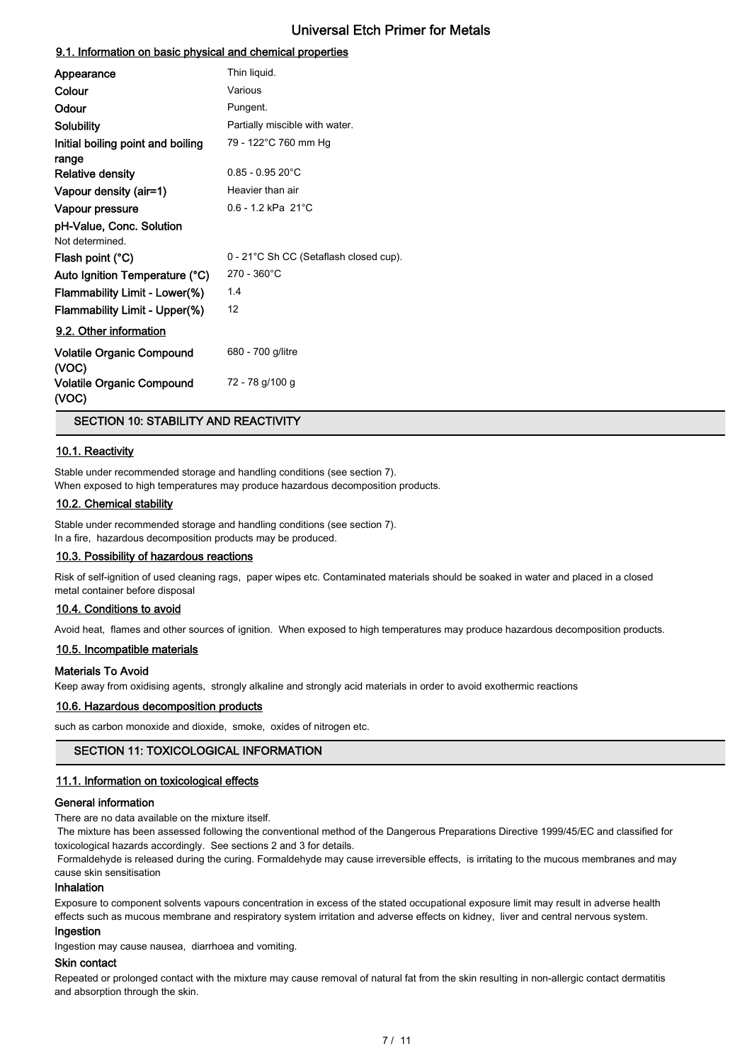### 9.1. Information on basic physical and chemical properties

| Property | Value |
|---|---|
| **Appearance** | Thin liquid. |
| **Colour** | Various |
| **Odour** | Pungent. |
| **Solubility** | Partially miscible with water. |
| **Initial boiling point and boiling range** | 79 - 122°C 760 mm Hg |
| **Relative density** | 0.85 - 0.95 20°C |
| **Vapour density (air=1)** | Heavier than air |
| **Vapour pressure** | 0.6 - 1.2 kPa 21°C |
| **pH-Value, Conc. Solution** | Not determined. |
| **Flash point (°C)** | 0 - 21°C Sh CC (Setaflash closed cup). |
| **Auto Ignition Temperature (°C)** | 270 - 360°C |
| **Flammability Limit - Lower(%)** | 1.4 |
| **Flammability Limit - Upper(%)** | 12 |

### 9.2. Other information

| Property | Value |
|---|---|
| **Volatile Organic Compound (VOC)** | 680 - 700 g/litre |
| **Volatile Organic Compound (VOC)** | 72 - 78 g/100 g |

## SECTION 10: STABILITY AND REACTIVITY

### 10.1. Reactivity

Stable under recommended storage and handling conditions (see section 7).
When exposed to high temperatures may produce hazardous decomposition products.

### 10.2. Chemical stability

Stable under recommended storage and handling conditions (see section 7).
In a fire, hazardous decomposition products may be produced.

### 10.3. Possibility of hazardous reactions

Risk of self-ignition of used cleaning rags, paper wipes etc. Contaminated materials should be soaked in water and placed in a closed metal container before disposal

### 10.4. Conditions to avoid

Avoid heat, flames and other sources of ignition. When exposed to high temperatures may produce hazardous decomposition products.

### 10.5. Incompatible materials

**Materials To Avoid**

Keep away from oxidising agents, strongly alkaline and strongly acid materials in order to avoid exothermic reactions

### 10.6. Hazardous decomposition products

such as carbon monoxide and dioxide, smoke, oxides of nitrogen etc.

## SECTION 11: TOXICOLOGICAL INFORMATION

### 11.1. Information on toxicological effects

**General information**

There are no data available on the mixture itself.

The mixture has been assessed following the conventional method of the Dangerous Preparations Directive 1999/45/EC and classified for toxicological hazards accordingly. See sections 2 and 3 for details.

Formaldehyde is released during the curing. Formaldehyde may cause irreversible effects, is irritating to the mucous membranes and may cause skin sensitisation

**Inhalation**

Exposure to component solvents vapours concentration in excess of the stated occupational exposure limit may result in adverse health effects such as mucous membrane and respiratory system irritation and adverse effects on kidney, liver and central nervous system.

**Ingestion**

Ingestion may cause nausea, diarrhoea and vomiting.

**Skin contact**

Repeated or prolonged contact with the mixture may cause removal of natural fat from the skin resulting in non-allergic contact dermatitis and absorption through the skin.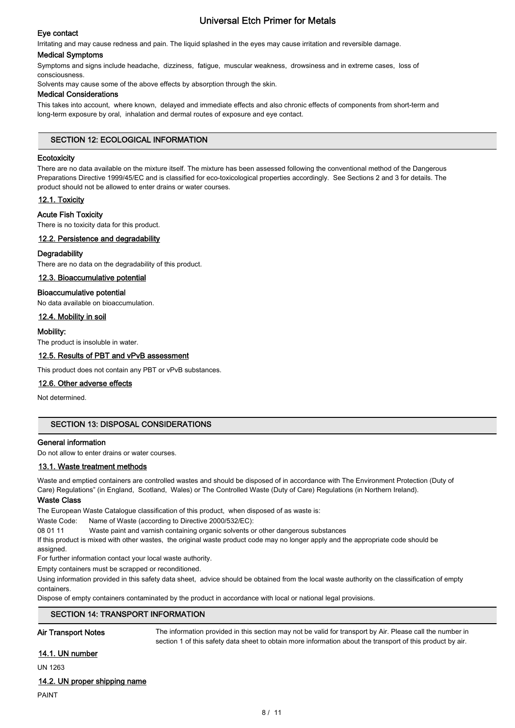### Eye contact

Irritating and may cause redness and pain. The liquid splashed in the eyes may cause irritation and reversible damage.

### Medical Symptoms

Symptoms and signs include headache, dizziness, fatigue, muscular weakness, drowsiness and in extreme cases, loss of consciousness.

Solvents may cause some of the above effects by absorption through the skin.

### Medical Considerations

This takes into account, where known, delayed and immediate effects and also chronic effects of components from short-term and long-term exposure by oral, inhalation and dermal routes of exposure and eye contact.

## SECTION 12: ECOLOGICAL INFORMATION

### Ecotoxicity

There are no data available on the mixture itself. The mixture has been assessed following the conventional method of the Dangerous Preparations Directive 1999/45/EC and is classified for eco-toxicological properties accordingly. See Sections 2 and 3 for details. The product should not be allowed to enter drains or water courses.

### 12.1. Toxicity

#### Acute Fish Toxicity

There is no toxicity data for this product.

### 12.2. Persistence and degradability

#### Degradability

There are no data on the degradability of this product.

### 12.3. Bioaccumulative potential

#### Bioaccumulative potential

No data available on bioaccumulation.

### 12.4. Mobility in soil

#### Mobility:

The product is insoluble in water.

### 12.5. Results of PBT and vPvB assessment

This product does not contain any PBT or vPvB substances.

### 12.6. Other adverse effects

Not determined.

## SECTION 13: DISPOSAL CONSIDERATIONS

### General information

Do not allow to enter drains or water courses.

### 13.1. Waste treatment methods

Waste and emptied containers are controlled wastes and should be disposed of in accordance with The Environment Protection (Duty of Care) Regulations" (in England, Scotland, Wales) or The Controlled Waste (Duty of Care) Regulations (in Northern Ireland).

#### Waste Class

The European Waste Catalogue classification of this product, when disposed of as waste is:

Waste Code: Name of Waste (according to Directive 2000/532/EC):

08 01 11 Waste paint and varnish containing organic solvents or other dangerous substances

If this product is mixed with other wastes, the original waste product code may no longer apply and the appropriate code should be assigned.

For further information contact your local waste authority.

Empty containers must be scrapped or reconditioned.

Using information provided in this safety data sheet, advice should be obtained from the local waste authority on the classification of empty containers.

Dispose of empty containers contaminated by the product in accordance with local or national legal provisions.

## SECTION 14: TRANSPORT INFORMATION

**Air Transport Notes** The information provided in this section may not be valid for transport by Air. Please call the number in section 1 of this safety data sheet to obtain more information about the transport of this product by air.

### 14.1. UN number

UN 1263

### 14.2. UN proper shipping name

PAINT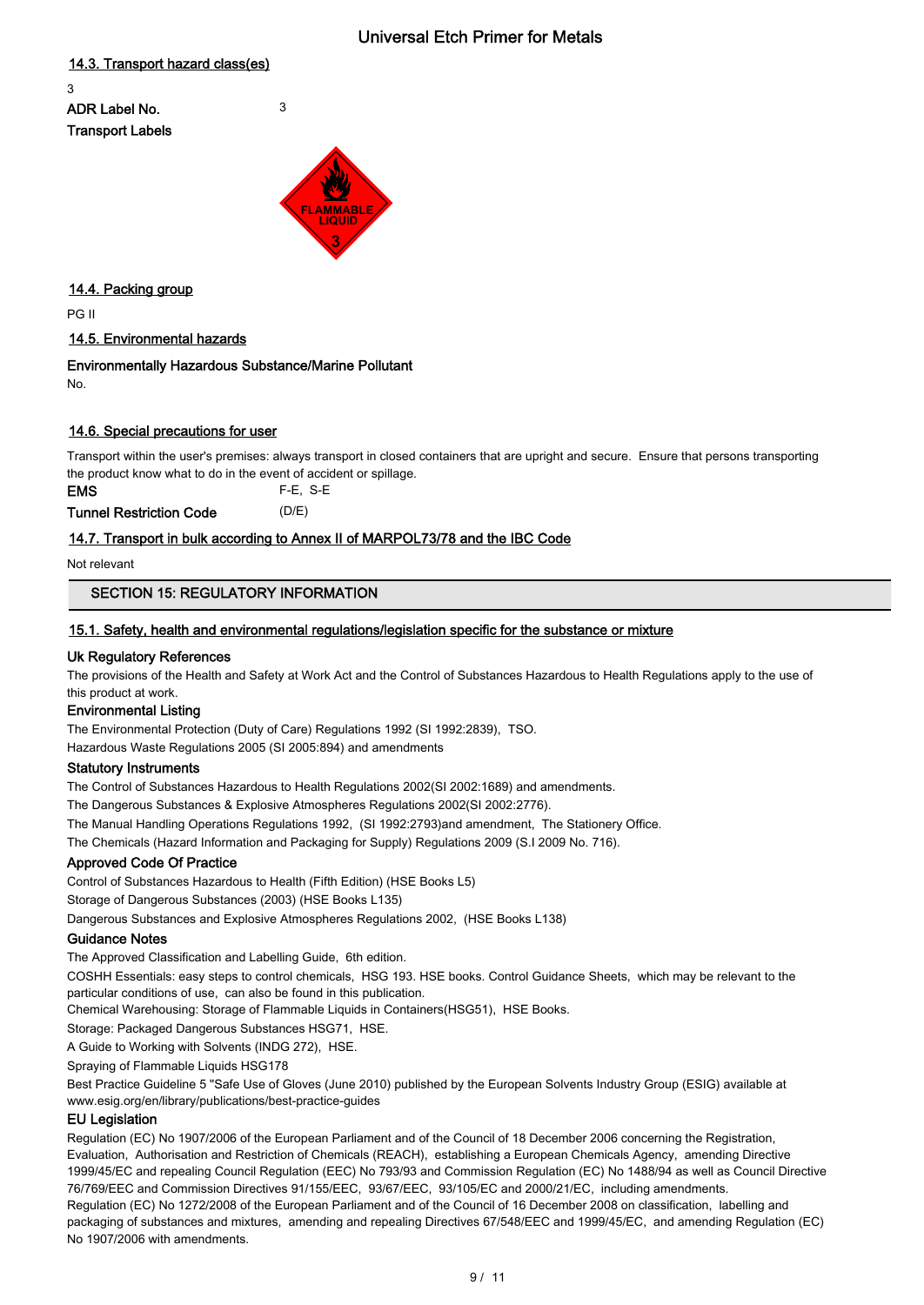### 14.3. Transport hazard class(es)

3

**ADR Label No.** 3

**Transport Labels**

### 14.4. Packing group

PG II

### 14.5. Environmental hazards

**Environmentally Hazardous Substance/Marine Pollutant**

No.

### 14.6. Special precautions for user

Transport within the user's premises: always transport in closed containers that are upright and secure. Ensure that persons transporting the product know what to do in the event of accident or spillage.

**EMS** F-E, S-E

**Tunnel Restriction Code** (D/E)

### 14.7. Transport in bulk according to Annex II of MARPOL73/78 and the IBC Code

Not relevant

## SECTION 15: REGULATORY INFORMATION

### 15.1. Safety, health and environmental regulations/legislation specific for the substance or mixture

**Uk Regulatory References**

The provisions of the Health and Safety at Work Act and the Control of Substances Hazardous to Health Regulations apply to the use of this product at work.

**Environmental Listing**

The Environmental Protection (Duty of Care) Regulations 1992 (SI 1992:2839), TSO.

Hazardous Waste Regulations 2005 (SI 2005:894) and amendments

**Statutory Instruments**

The Control of Substances Hazardous to Health Regulations 2002(SI 2002:1689) and amendments.

The Dangerous Substances & Explosive Atmospheres Regulations 2002(SI 2002:2776).

The Manual Handling Operations Regulations 1992, (SI 1992:2793)and amendment, The Stationery Office.

The Chemicals (Hazard Information and Packaging for Supply) Regulations 2009 (S.I 2009 No. 716).

**Approved Code Of Practice**

Control of Substances Hazardous to Health (Fifth Edition) (HSE Books L5)

Storage of Dangerous Substances (2003) (HSE Books L135)

Dangerous Substances and Explosive Atmospheres Regulations 2002, (HSE Books L138)

**Guidance Notes**

The Approved Classification and Labelling Guide, 6th edition.

COSHH Essentials: easy steps to control chemicals, HSG 193. HSE books. Control Guidance Sheets, which may be relevant to the particular conditions of use, can also be found in this publication.

Chemical Warehousing: Storage of Flammable Liquids in Containers(HSG51), HSE Books.

Storage: Packaged Dangerous Substances HSG71, HSE.

A Guide to Working with Solvents (INDG 272), HSE.

Spraying of Flammable Liquids HSG178

Best Practice Guideline 5 "Safe Use of Gloves (June 2010) published by the European Solvents Industry Group (ESIG) available at www.esig.org/en/library/publications/best-practice-guides

**EU Legislation**

Regulation (EC) No 1907/2006 of the European Parliament and of the Council of 18 December 2006 concerning the Registration, Evaluation, Authorisation and Restriction of Chemicals (REACH), establishing a European Chemicals Agency, amending Directive 1999/45/EC and repealing Council Regulation (EEC) No 793/93 and Commission Regulation (EC) No 1488/94 as well as Council Directive 76/769/EEC and Commission Directives 91/155/EEC, 93/67/EEC, 93/105/EC and 2000/21/EC, including amendments.

Regulation (EC) No 1272/2008 of the European Parliament and of the Council of 16 December 2008 on classification, labelling and packaging of substances and mixtures, amending and repealing Directives 67/548/EEC and 1999/45/EC, and amending Regulation (EC) No 1907/2006 with amendments.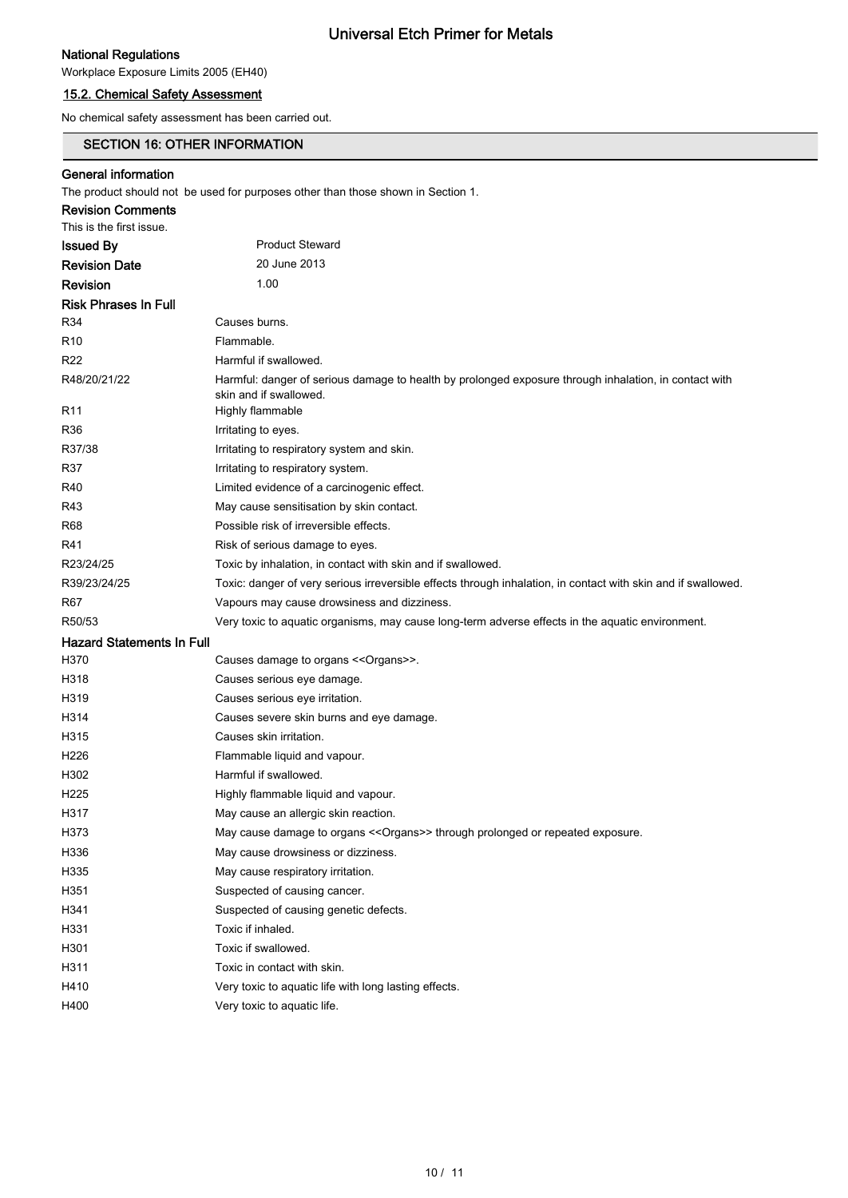**National Regulations**

Workplace Exposure Limits 2005 (EH40)

### 15.2. Chemical Safety Assessment

No chemical safety assessment has been carried out.

## SECTION 16: OTHER INFORMATION

**General information**

The product should not be used for purposes other than those shown in Section 1.

**Revision Comments**

This is the first issue.

| | |
|---|---|
| **Issued By** | Product Steward |
| **Revision Date** | 20 June 2013 |
| **Revision** | 1.00 |

**Risk Phrases In Full**

| | |
|---|---|
| R34 | Causes burns. |
| R10 | Flammable. |
| R22 | Harmful if swallowed. |
| R48/20/21/22 | Harmful: danger of serious damage to health by prolonged exposure through inhalation, in contact with skin and if swallowed. |
| R11 | Highly flammable |
| R36 | Irritating to eyes. |
| R37/38 | Irritating to respiratory system and skin. |
| R37 | Irritating to respiratory system. |
| R40 | Limited evidence of a carcinogenic effect. |
| R43 | May cause sensitisation by skin contact. |
| R68 | Possible risk of irreversible effects. |
| R41 | Risk of serious damage to eyes. |
| R23/24/25 | Toxic by inhalation, in contact with skin and if swallowed. |
| R39/23/24/25 | Toxic: danger of very serious irreversible effects through inhalation, in contact with skin and if swallowed. |
| R67 | Vapours may cause drowsiness and dizziness. |
| R50/53 | Very toxic to aquatic organisms, may cause long-term adverse effects in the aquatic environment. |

**Hazard Statements In Full**

| | |
|---|---|
| H370 | Causes damage to organs <<Organs>>. |
| H318 | Causes serious eye damage. |
| H319 | Causes serious eye irritation. |
| H314 | Causes severe skin burns and eye damage. |
| H315 | Causes skin irritation. |
| H226 | Flammable liquid and vapour. |
| H302 | Harmful if swallowed. |
| H225 | Highly flammable liquid and vapour. |
| H317 | May cause an allergic skin reaction. |
| H373 | May cause damage to organs <<Organs>> through prolonged or repeated exposure. |
| H336 | May cause drowsiness or dizziness. |
| H335 | May cause respiratory irritation. |
| H351 | Suspected of causing cancer. |
| H341 | Suspected of causing genetic defects. |
| H331 | Toxic if inhaled. |
| H301 | Toxic if swallowed. |
| H311 | Toxic in contact with skin. |
| H410 | Very toxic to aquatic life with long lasting effects. |
| H400 | Very toxic to aquatic life. |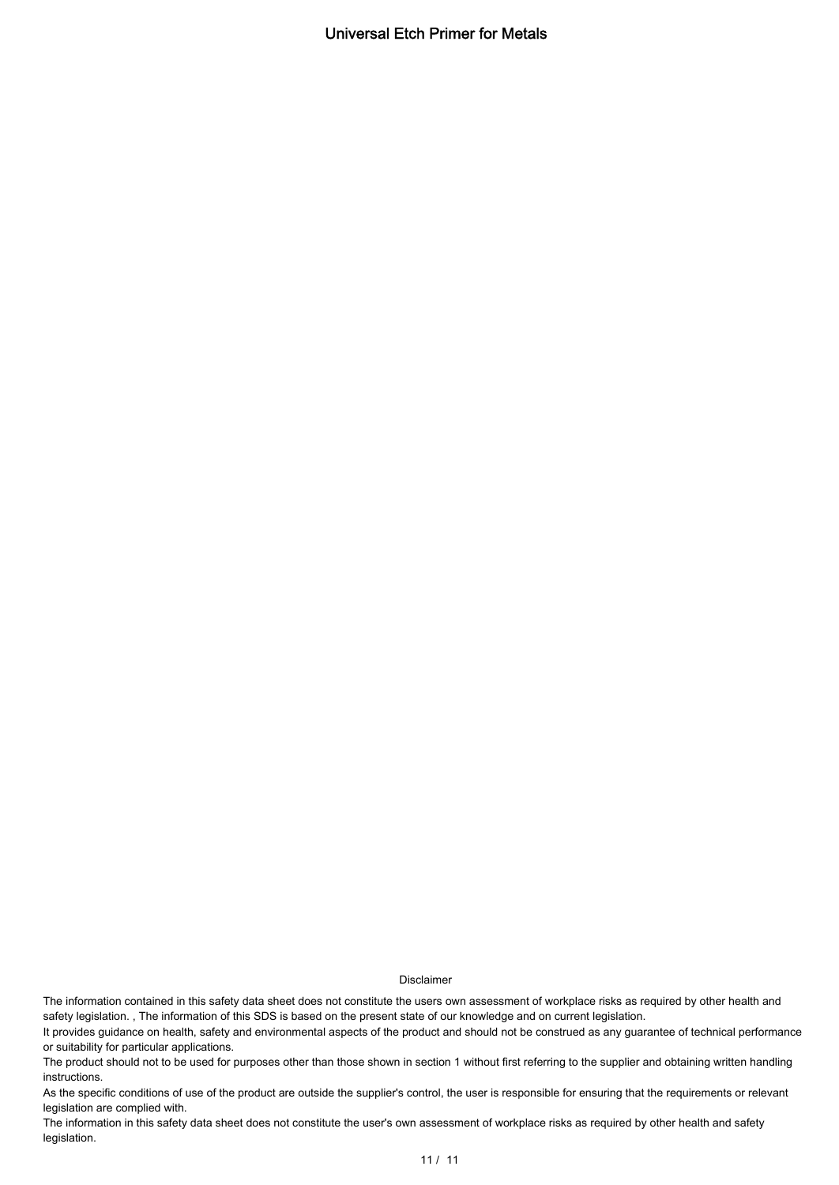Disclaimer

The information contained in this safety data sheet does not constitute the users own assessment of workplace risks as required by other health and safety legislation. , The information of this SDS is based on the present state of our knowledge and on current legislation.

It provides guidance on health, safety and environmental aspects of the product and should not be construed as any guarantee of technical performance or suitability for particular applications.

The product should not to be used for purposes other than those shown in section 1 without first referring to the supplier and obtaining written handling instructions.

As the specific conditions of use of the product are outside the supplier's control, the user is responsible for ensuring that the requirements or relevant legislation are complied with.

The information in this safety data sheet does not constitute the user's own assessment of workplace risks as required by other health and safety legislation.